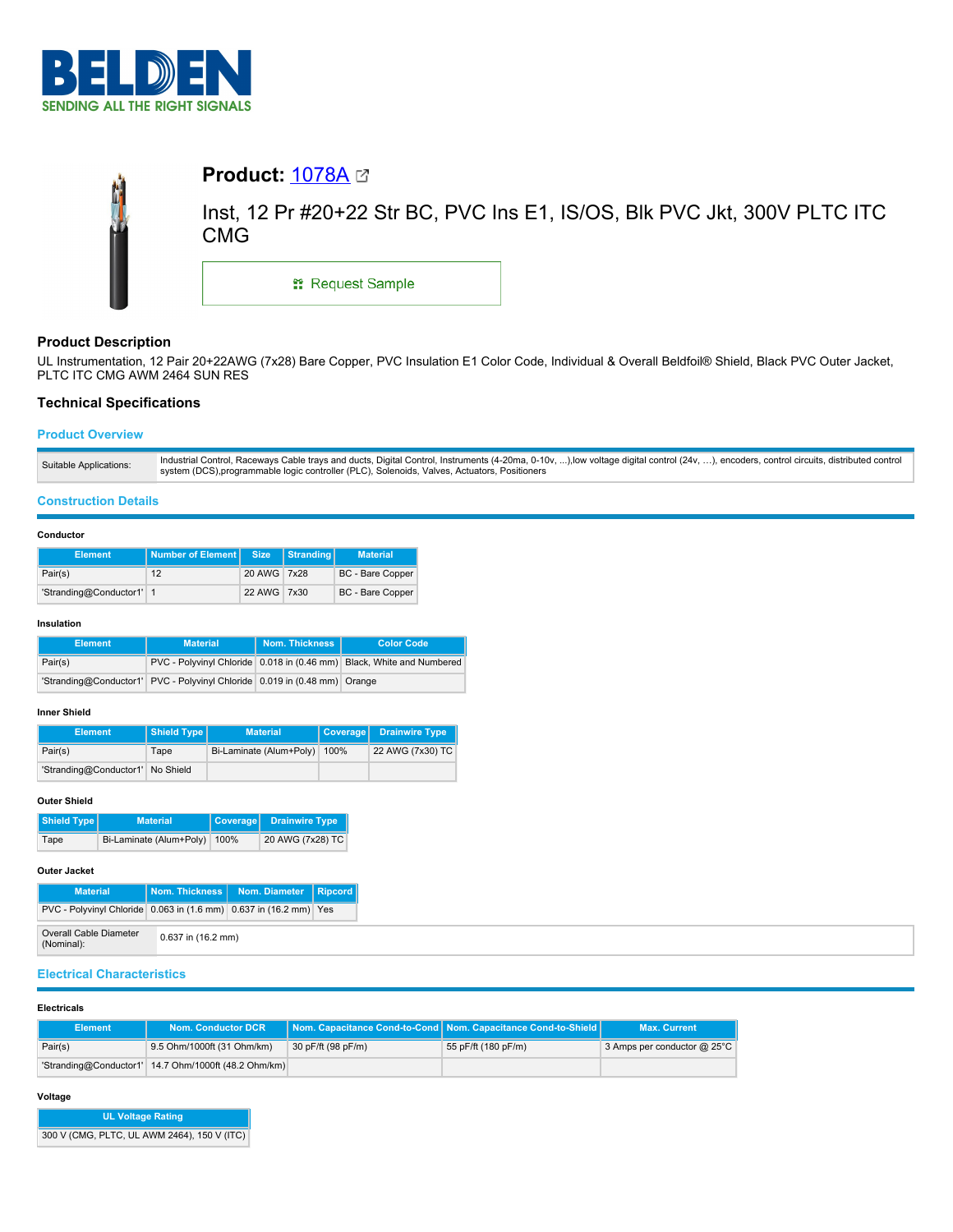# Product: 1078A

Inst, 12 Pr #20+22 Str BC, PVC Ins E1, IS/OS, Blk PVC Jkt, 300V PLTC ITC CMG

Request Sample

## Product Description

UL Instrumentation, 12 Pair 20+22AWG (7x28) Bare Copper, PVC Insulation E1 Color Code, Individual & Overall Beldfoil® Shield, Black PVC Outer Jacket, PLTC ITC CMG AWM 2464 SUN RES

## Technical Specifications

### Product Overview

| | |
|---|---|
| Suitable Applications: | Industrial Control, Raceways Cable trays and ducts, Digital Control, Instruments (4-20ma, 0-10v, ...),low voltage digital control (24v, ...), encoders, control circuits, distributed control system (DCS),programmable logic controller (PLC), Solenoids, Valves, Actuators, Positioners |

### Construction Details

**Conductor**

| Element | Number of Element | Size | Stranding | Material |
|---|---|---|---|---|
| Pair(s) | 12 | 20 AWG | 7x28 | BC - Bare Copper |
| 'Stranding@Conductor1' | 1 | 22 AWG | 7x30 | BC - Bare Copper |

**Insulation**

| Element | Material | Nom. Thickness | Color Code |
|---|---|---|---|
| Pair(s) | PVC - Polyvinyl Chloride | 0.018 in (0.46 mm) | Black, White and Numbered |
| 'Stranding@Conductor1' | PVC - Polyvinyl Chloride | 0.019 in (0.48 mm) | Orange |

**Inner Shield**

| Element | Shield Type | Material | Coverage | Drainwire Type |
|---|---|---|---|---|
| Pair(s) | Tape | Bi-Laminate (Alum+Poly) | 100% | 22 AWG (7x30) TC |
| 'Stranding@Conductor1' | No Shield | | | |

**Outer Shield**

| Shield Type | Material | Coverage | Drainwire Type |
|---|---|---|---|
| Tape | Bi-Laminate (Alum+Poly) | 100% | 20 AWG (7x28) TC |

**Outer Jacket**

| Material | Nom. Thickness | Nom. Diameter | Ripcord |
|---|---|---|---|
| PVC - Polyvinyl Chloride | 0.063 in (1.6 mm) | 0.637 in (16.2 mm) | Yes |

| | |
|---|---|
| Overall Cable Diameter (Nominal): | 0.637 in (16.2 mm) |

### Electrical Characteristics

**Electricals**

| Element | Nom. Conductor DCR | Nom. Capacitance Cond-to-Cond | Nom. Capacitance Cond-to-Shield | Max. Current |
|---|---|---|---|---|
| Pair(s) | 9.5 Ohm/1000ft (31 Ohm/km) | 30 pF/ft (98 pF/m) | 55 pF/ft (180 pF/m) | 3 Amps per conductor @ 25°C |
| 'Stranding@Conductor1' | 14.7 Ohm/1000ft (48.2 Ohm/km) | | | |

**Voltage**

| UL Voltage Rating |
|---|
| 300 V (CMG, PLTC, UL AWM 2464), 150 V (ITC) |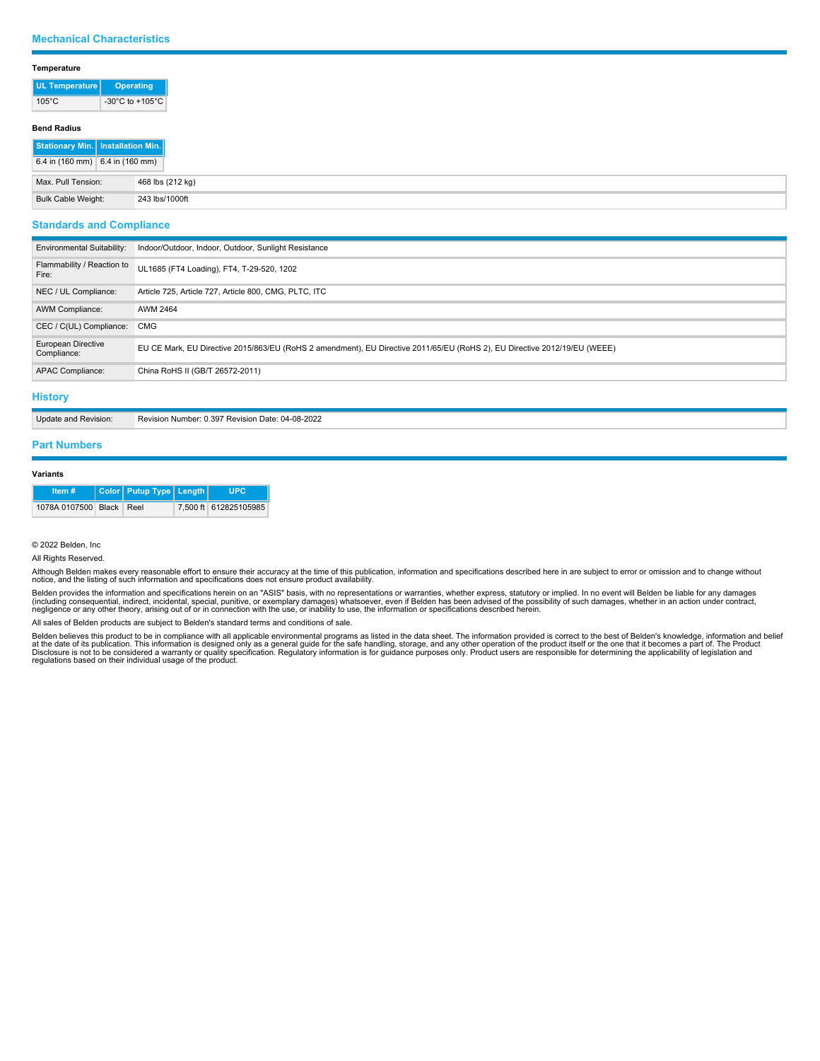## Mechanical Characteristics

**Temperature**

| UL Temperature | Operating |
|---|---|
| 105°C | -30°C to +105°C |

**Bend Radius**

| Stationary Min. | Installation Min. |
|---|---|
| 6.4 in (160 mm) | 6.4 in (160 mm) |

| | |
|---|---|
| Max. Pull Tension: | 468 lbs (212 kg) |
| Bulk Cable Weight: | 243 lbs/1000ft |

## Standards and Compliance

| | |
|---|---|
| Environmental Suitability: | Indoor/Outdoor, Indoor, Outdoor, Sunlight Resistance |
| Flammability / Reaction to Fire: | UL1685 (FT4 Loading), FT4, T-29-520, 1202 |
| NEC / UL Compliance: | Article 725, Article 727, Article 800, CMG, PLTC, ITC |
| AWM Compliance: | AWM 2464 |
| CEC / C(UL) Compliance: | CMG |
| European Directive Compliance: | EU CE Mark, EU Directive 2015/863/EU (RoHS 2 amendment), EU Directive 2011/65/EU (RoHS 2), EU Directive 2012/19/EU (WEEE) |
| APAC Compliance: | China RoHS II (GB/T 26572-2011) |

## History

| | |
|---|---|
| Update and Revision: | Revision Number: 0.397 Revision Date: 04-08-2022 |

## Part Numbers

**Variants**

| Item # | Color | Putup Type | Length | UPC |
|---|---|---|---|---|
| 1078A 0107500 | Black | Reel | 7,500 ft | 612825105985 |

© 2022 Belden, Inc

All Rights Reserved.

Although Belden makes every reasonable effort to ensure their accuracy at the time of this publication, information and specifications described here in are subject to error or omission and to change without notice, and the listing of such information and specifications does not ensure product availability.

Belden provides the information and specifications herein on an "ASIS" basis, with no representations or warranties, whether express, statutory or implied. In no event will Belden be liable for any damages (including consequential, indirect, incidental, special, punitive, or exemplary damages) whatsoever, even if Belden has been advised of the possibility of such damages, whether in an action under contract, negligence or any other theory, arising out of or in connection with the use, or inability to use, the information or specifications described herein.

All sales of Belden products are subject to Belden's standard terms and conditions of sale.

Belden believes this product to be in compliance with all applicable environmental programs as listed in the data sheet. The information provided is correct to the best of Belden's knowledge, information and belief at the date of its publication. This information is designed only as a general guide for the safe handling, storage, and any other operation of the product itself or the one that it becomes a part of. The Product Disclosure is not to be considered a warranty or quality specification. Regulatory information is for guidance purposes only. Product users are responsible for determining the applicability of legislation and regulations based on their individual usage of the product.